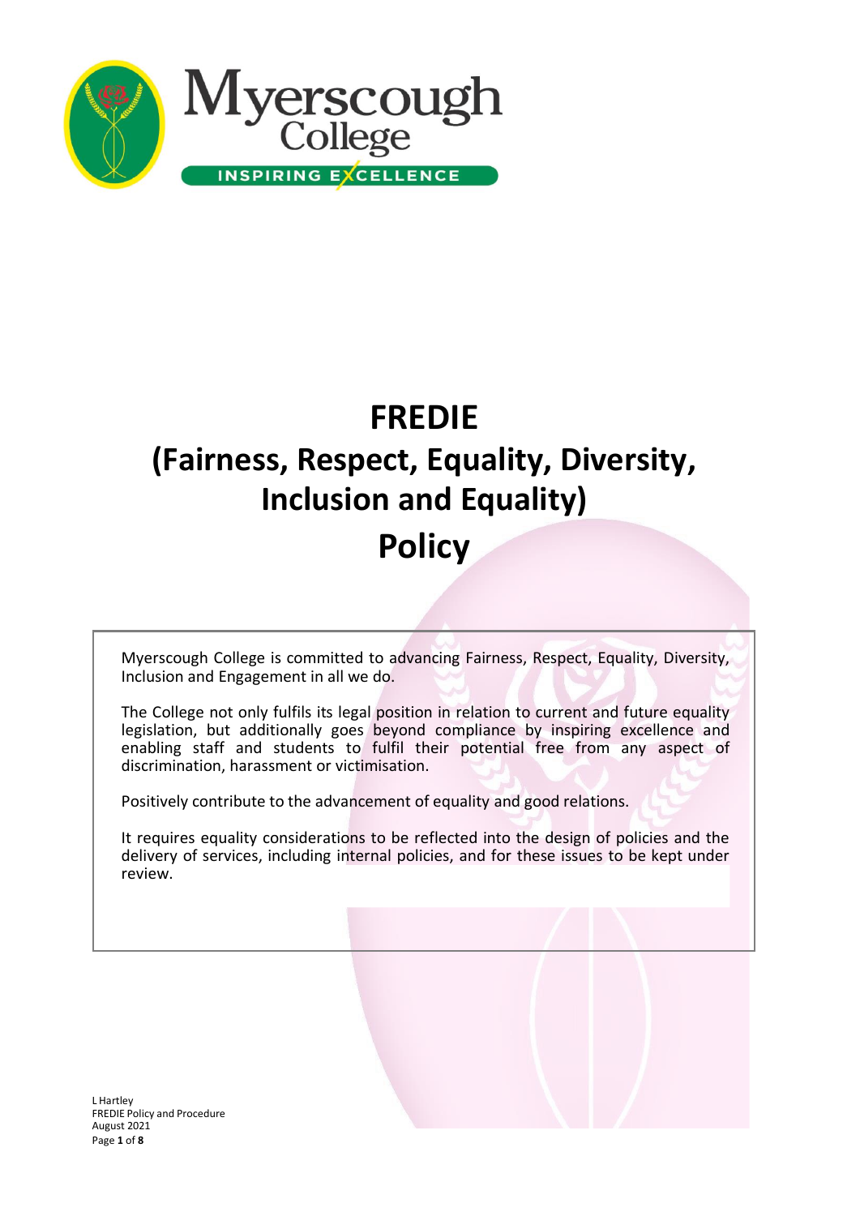# FREDIE

# (Fairness, Respect, Equality, Diversity, Inclusion and Equality)

# Policy

Myerscough College is committed to advancing Fairness, Respect, Equality, Diversity, Inclusion and Engagement in all we do.

The College not only fulfils its legal position in relation to current and future equality legislation, but additionally goes beyond compliance by inspiring excellence and enabling staff and students to fulfil their potential free from any aspect of discrimination, harassment or victimisation.

Positively contribute to the advancement of equality and good relations.

It requires equality considerations to be reflected into the design of policies and the delivery of services, including internal policies, and for these issues to be kept under review.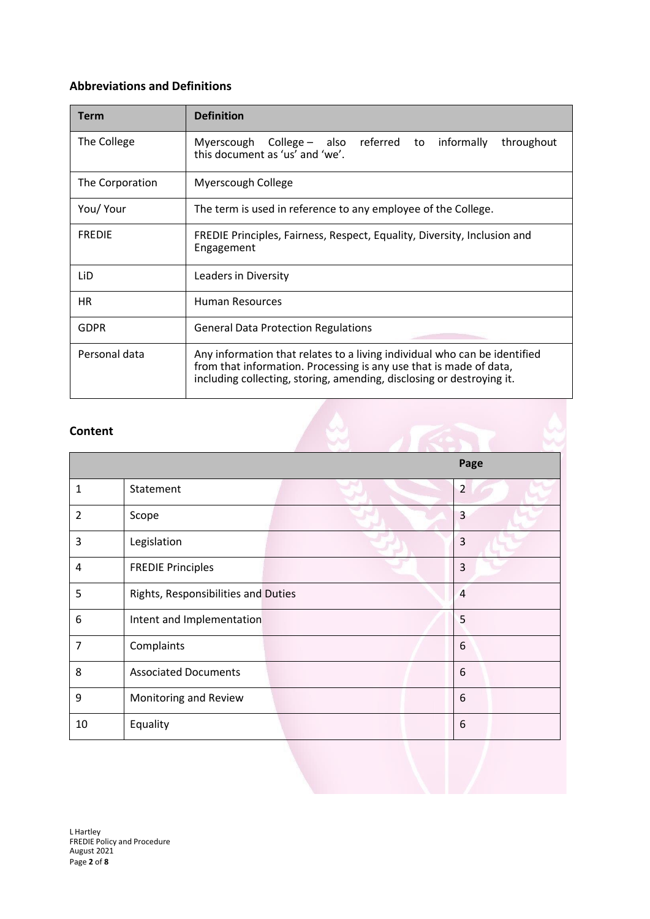### Abbreviations and Definitions

| Term | Definition |
|---|---|
| The College | Myerscough College – also referred to informally throughout this document as 'us' and 'we'. |
| The Corporation | Myerscough College |
| You/ Your | The term is used in reference to any employee of the College. |
| FREDIE | FREDIE Principles, Fairness, Respect, Equality, Diversity, Inclusion and Engagement |
| LiD | Leaders in Diversity |
| HR | Human Resources |
| GDPR | General Data Protection Regulations |
| Personal data | Any information that relates to a living individual who can be identified from that information. Processing is any use that is made of data, including collecting, storing, amending, disclosing or destroying it. |

### Content

| | | Page |
|---|---|---|
| 1 | Statement | 2 |
| 2 | Scope | 3 |
| 3 | Legislation | 3 |
| 4 | FREDIE Principles | 3 |
| 5 | Rights, Responsibilities and Duties | 4 |
| 6 | Intent and Implementation | 5 |
| 7 | Complaints | 6 |
| 8 | Associated Documents | 6 |
| 9 | Monitoring and Review | 6 |
| 10 | Equality | 6 |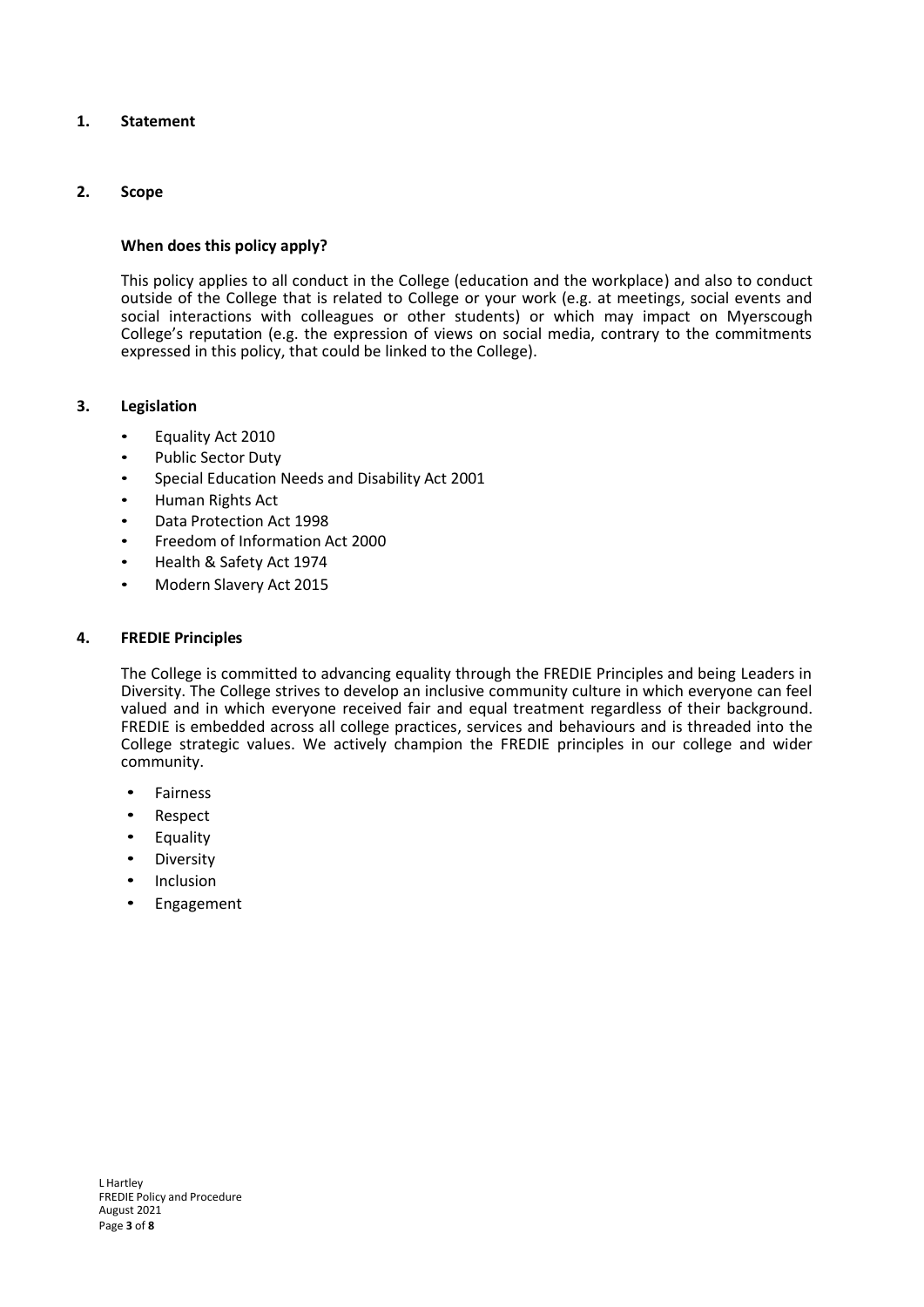## 1. Statement

## 2. Scope

### When does this policy apply?

This policy applies to all conduct in the College (education and the workplace) and also to conduct outside of the College that is related to College or your work (e.g. at meetings, social events and social interactions with colleagues or other students) or which may impact on Myerscough College's reputation (e.g. the expression of views on social media, contrary to the commitments expressed in this policy, that could be linked to the College).

## 3. Legislation

- Equality Act 2010
- Public Sector Duty
- Special Education Needs and Disability Act 2001
- Human Rights Act
- Data Protection Act 1998
- Freedom of Information Act 2000
- Health & Safety Act 1974
- Modern Slavery Act 2015

## 4. FREDIE Principles

The College is committed to advancing equality through the FREDIE Principles and being Leaders in Diversity. The College strives to develop an inclusive community culture in which everyone can feel valued and in which everyone received fair and equal treatment regardless of their background. FREDIE is embedded across all college practices, services and behaviours and is threaded into the College strategic values. We actively champion the FREDIE principles in our college and wider community.

- Fairness
- Respect
- Equality
- Diversity
- Inclusion
- Engagement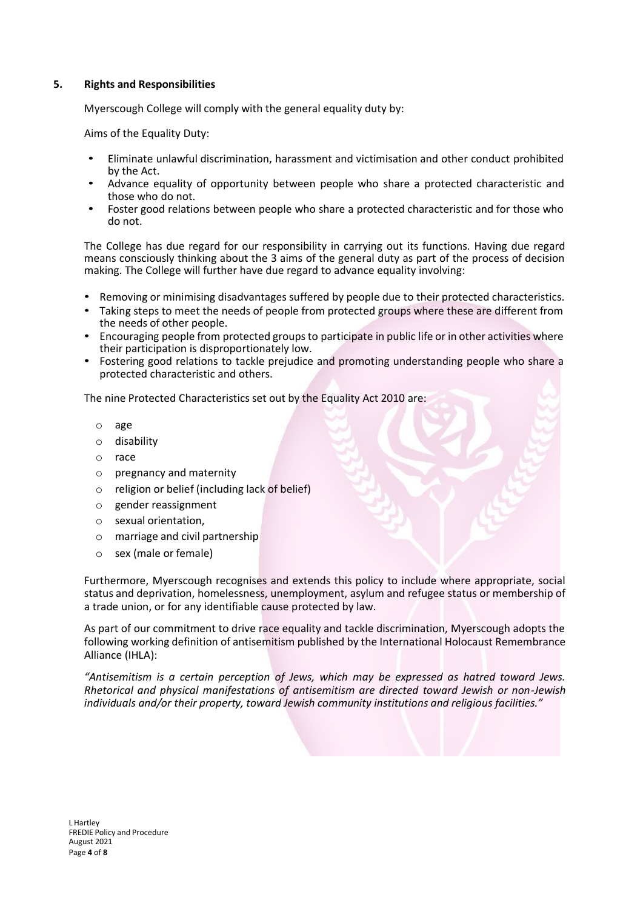## 5. Rights and Responsibilities

Myerscough College will comply with the general equality duty by:

Aims of the Equality Duty:

- Eliminate unlawful discrimination, harassment and victimisation and other conduct prohibited by the Act.
- Advance equality of opportunity between people who share a protected characteristic and those who do not.
- Foster good relations between people who share a protected characteristic and for those who do not.

The College has due regard for our responsibility in carrying out its functions. Having due regard means consciously thinking about the 3 aims of the general duty as part of the process of decision making. The College will further have due regard to advance equality involving:

- Removing or minimising disadvantages suffered by people due to their protected characteristics.
- Taking steps to meet the needs of people from protected groups where these are different from the needs of other people.
- Encouraging people from protected groups to participate in public life or in other activities where their participation is disproportionately low.
- Fostering good relations to tackle prejudice and promoting understanding people who share a protected characteristic and others.

The nine Protected Characteristics set out by the Equality Act 2010 are:

- age
- disability
- race
- pregnancy and maternity
- religion or belief (including lack of belief)
- gender reassignment
- sexual orientation,
- marriage and civil partnership
- sex (male or female)

Furthermore, Myerscough recognises and extends this policy to include where appropriate, social status and deprivation, homelessness, unemployment, asylum and refugee status or membership of a trade union, or for any identifiable cause protected by law.

As part of our commitment to drive race equality and tackle discrimination, Myerscough adopts the following working definition of antisemitism published by the International Holocaust Remembrance Alliance (IHLA):

*"Antisemitism is a certain perception of Jews, which may be expressed as hatred toward Jews. Rhetorical and physical manifestations of antisemitism are directed toward Jewish or non-Jewish individuals and/or their property, toward Jewish community institutions and religious facilities."*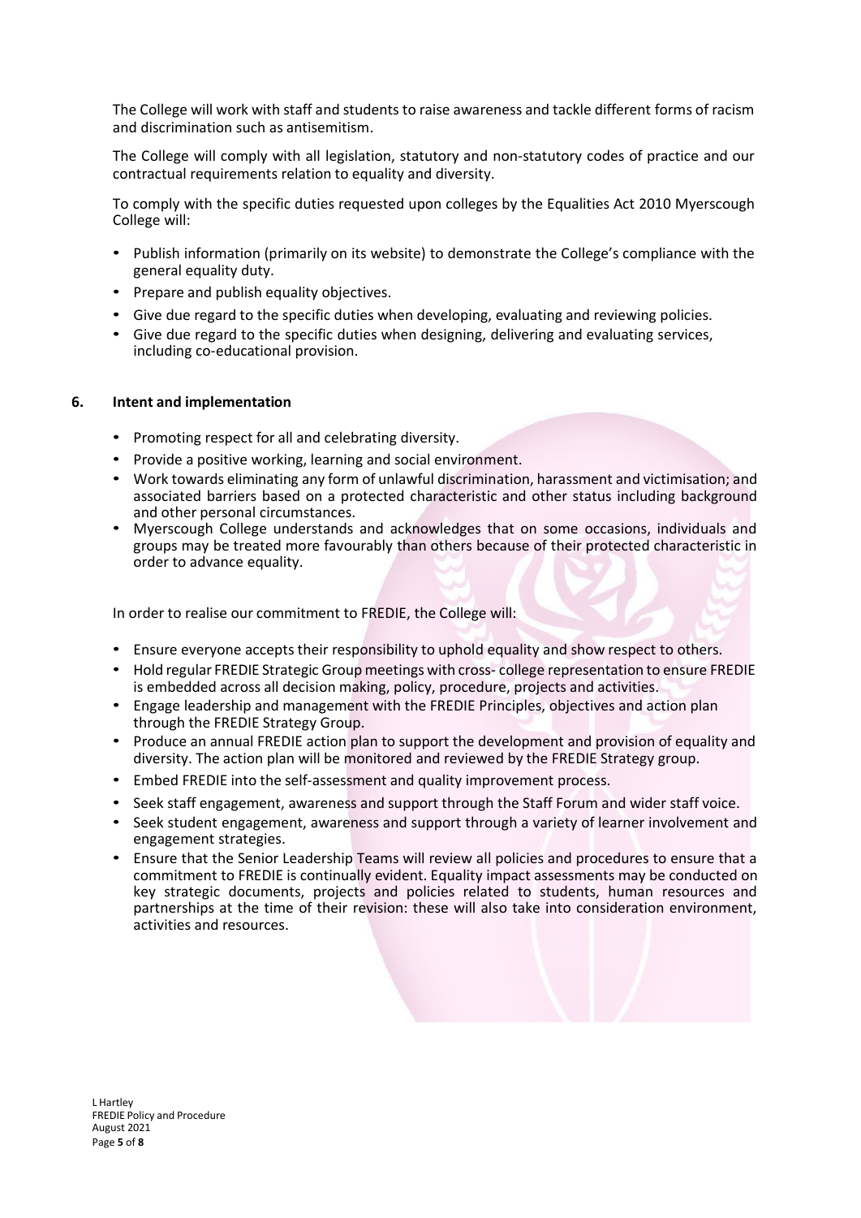The College will work with staff and students to raise awareness and tackle different forms of racism and discrimination such as antisemitism.

The College will comply with all legislation, statutory and non-statutory codes of practice and our contractual requirements relation to equality and diversity.

To comply with the specific duties requested upon colleges by the Equalities Act 2010 Myerscough College will:

- Publish information (primarily on its website) to demonstrate the College's compliance with the general equality duty.
- Prepare and publish equality objectives.
- Give due regard to the specific duties when developing, evaluating and reviewing policies.
- Give due regard to the specific duties when designing, delivering and evaluating services, including co-educational provision.

## 6. Intent and implementation

- Promoting respect for all and celebrating diversity.
- Provide a positive working, learning and social environment.
- Work towards eliminating any form of unlawful discrimination, harassment and victimisation; and associated barriers based on a protected characteristic and other status including background and other personal circumstances.
- Myerscough College understands and acknowledges that on some occasions, individuals and groups may be treated more favourably than others because of their protected characteristic in order to advance equality.

In order to realise our commitment to FREDIE, the College will:

- Ensure everyone accepts their responsibility to uphold equality and show respect to others.
- Hold regular FREDIE Strategic Group meetings with cross- college representation to ensure FREDIE is embedded across all decision making, policy, procedure, projects and activities.
- Engage leadership and management with the FREDIE Principles, objectives and action plan through the FREDIE Strategy Group.
- Produce an annual FREDIE action plan to support the development and provision of equality and diversity. The action plan will be monitored and reviewed by the FREDIE Strategy group.
- Embed FREDIE into the self-assessment and quality improvement process.
- Seek staff engagement, awareness and support through the Staff Forum and wider staff voice.
- Seek student engagement, awareness and support through a variety of learner involvement and engagement strategies.
- Ensure that the Senior Leadership Teams will review all policies and procedures to ensure that a commitment to FREDIE is continually evident. Equality impact assessments may be conducted on key strategic documents, projects and policies related to students, human resources and partnerships at the time of their revision: these will also take into consideration environment, activities and resources.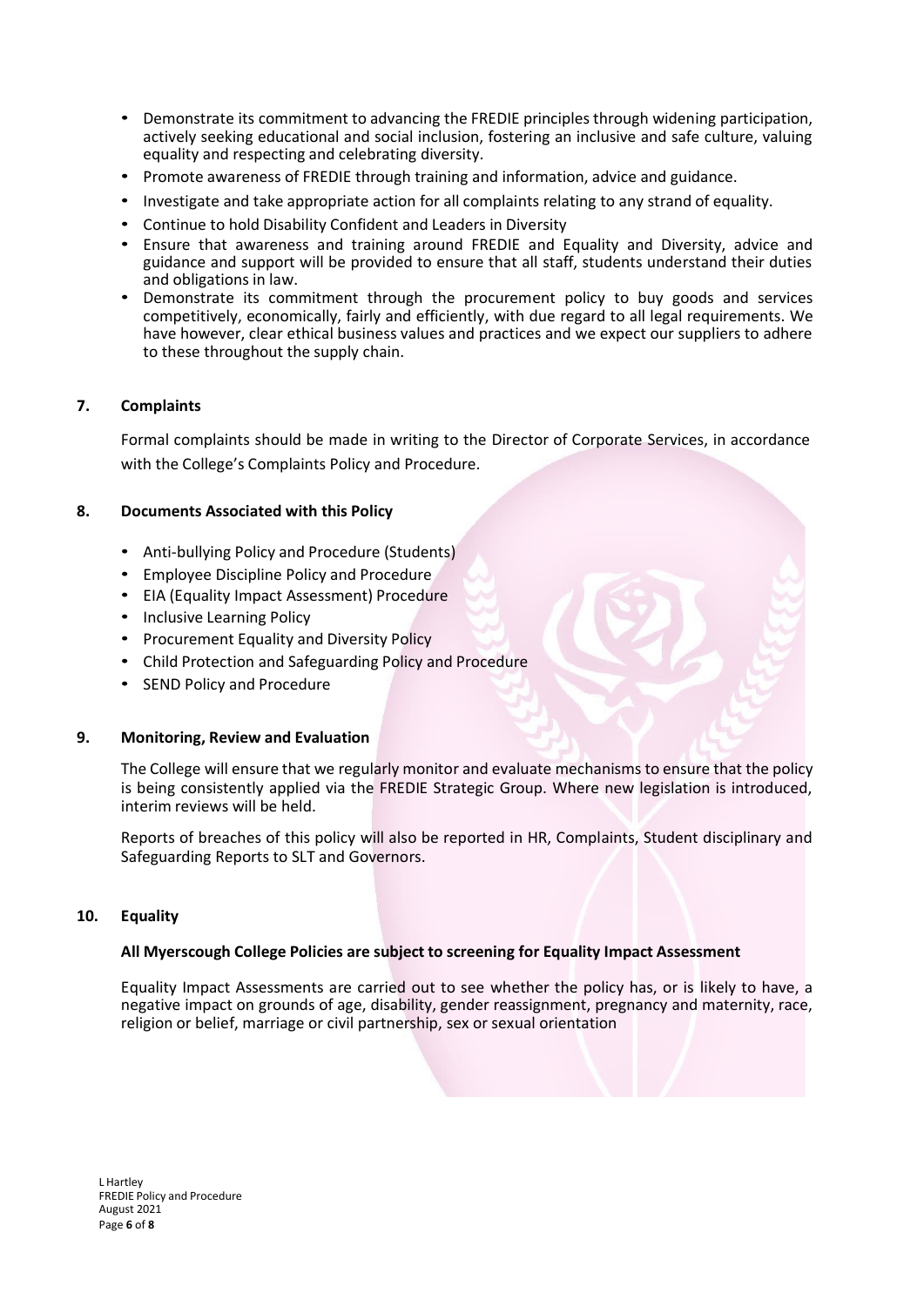- Demonstrate its commitment to advancing the FREDIE principles through widening participation, actively seeking educational and social inclusion, fostering an inclusive and safe culture, valuing equality and respecting and celebrating diversity.
- Promote awareness of FREDIE through training and information, advice and guidance.
- Investigate and take appropriate action for all complaints relating to any strand of equality.
- Continue to hold Disability Confident and Leaders in Diversity
- Ensure that awareness and training around FREDIE and Equality and Diversity, advice and guidance and support will be provided to ensure that all staff, students understand their duties and obligations in law.
- Demonstrate its commitment through the procurement policy to buy goods and services competitively, economically, fairly and efficiently, with due regard to all legal requirements. We have however, clear ethical business values and practices and we expect our suppliers to adhere to these throughout the supply chain.

## 7. Complaints

Formal complaints should be made in writing to the Director of Corporate Services, in accordance with the College's Complaints Policy and Procedure.

## 8. Documents Associated with this Policy

- Anti-bullying Policy and Procedure (Students)
- Employee Discipline Policy and Procedure
- EIA (Equality Impact Assessment) Procedure
- Inclusive Learning Policy
- Procurement Equality and Diversity Policy
- Child Protection and Safeguarding Policy and Procedure
- SEND Policy and Procedure

## 9. Monitoring, Review and Evaluation

The College will ensure that we regularly monitor and evaluate mechanisms to ensure that the policy is being consistently applied via the FREDIE Strategic Group. Where new legislation is introduced, interim reviews will be held.

Reports of breaches of this policy will also be reported in HR, Complaints, Student disciplinary and Safeguarding Reports to SLT and Governors.

## 10. Equality

**All Myerscough College Policies are subject to screening for Equality Impact Assessment**

Equality Impact Assessments are carried out to see whether the policy has, or is likely to have, a negative impact on grounds of age, disability, gender reassignment, pregnancy and maternity, race, religion or belief, marriage or civil partnership, sex or sexual orientation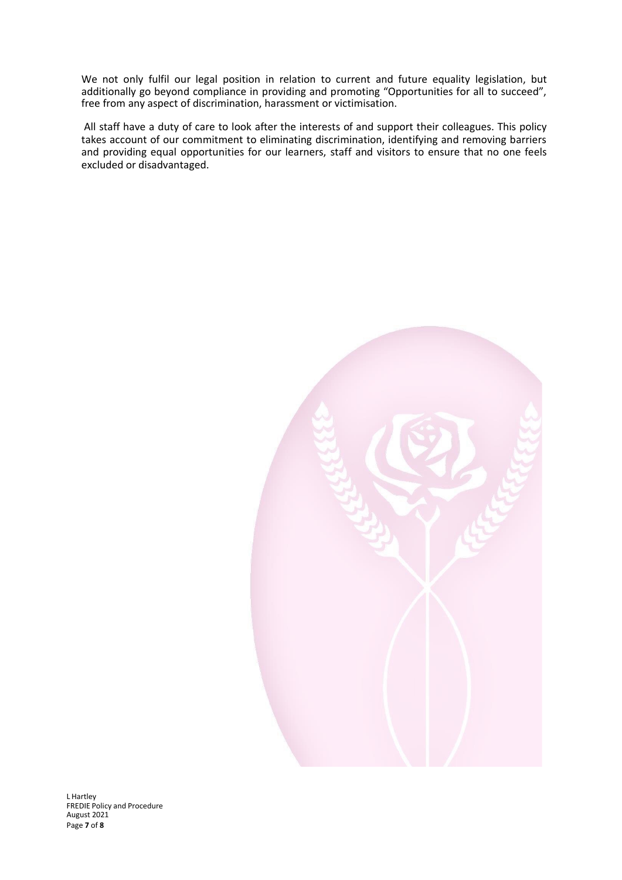We not only fulfil our legal position in relation to current and future equality legislation, but additionally go beyond compliance in providing and promoting "Opportunities for all to succeed", free from any aspect of discrimination, harassment or victimisation.

All staff have a duty of care to look after the interests of and support their colleagues. This policy takes account of our commitment to eliminating discrimination, identifying and removing barriers and providing equal opportunities for our learners, staff and visitors to ensure that no one feels excluded or disadvantaged.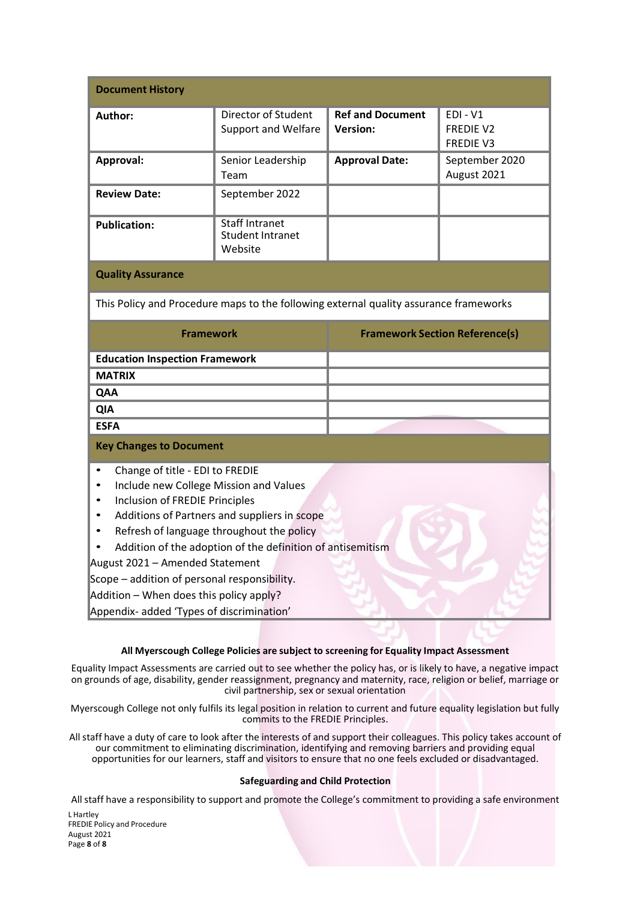| Document History | | | |
|---|---|---|---|
| **Author:** | Director of Student Support and Welfare | **Ref and Document Version:** | EDI - V1<br>FREDIE V2<br>FREDIE V3 |
| **Approval:** | Senior Leadership Team | **Approval Date:** | September 2020<br>August 2021 |
| **Review Date:** | September 2022 | | |
| **Publication:** | Staff Intranet<br>Student Intranet<br>Website | | |

**Quality Assurance**

This Policy and Procedure maps to the following external quality assurance frameworks

| Framework | Framework Section Reference(s) |
|---|---|
| **Education Inspection Framework** | |
| **MATRIX** | |
| **QAA** | |
| **QIA** | |
| **ESFA** | |

**Key Changes to Document**

- Change of title - EDI to FREDIE
- Include new College Mission and Values
- Inclusion of FREDIE Principles
- Additions of Partners and suppliers in scope
- Refresh of language throughout the policy
- Addition of the adoption of the definition of antisemitism

August 2021 – Amended Statement

Scope – addition of personal responsibility.

Addition – When does this policy apply?

Appendix- added 'Types of discrimination'

**All Myerscough College Policies are subject to screening for Equality Impact Assessment**

Equality Impact Assessments are carried out to see whether the policy has, or is likely to have, a negative impact on grounds of age, disability, gender reassignment, pregnancy and maternity, race, religion or belief, marriage or civil partnership, sex or sexual orientation

Myerscough College not only fulfils its legal position in relation to current and future equality legislation but fully commits to the FREDIE Principles.

All staff have a duty of care to look after the interests of and support their colleagues. This policy takes account of our commitment to eliminating discrimination, identifying and removing barriers and providing equal opportunities for our learners, staff and visitors to ensure that no one feels excluded or disadvantaged.

**Safeguarding and Child Protection**

All staff have a responsibility to support and promote the College's commitment to providing a safe environment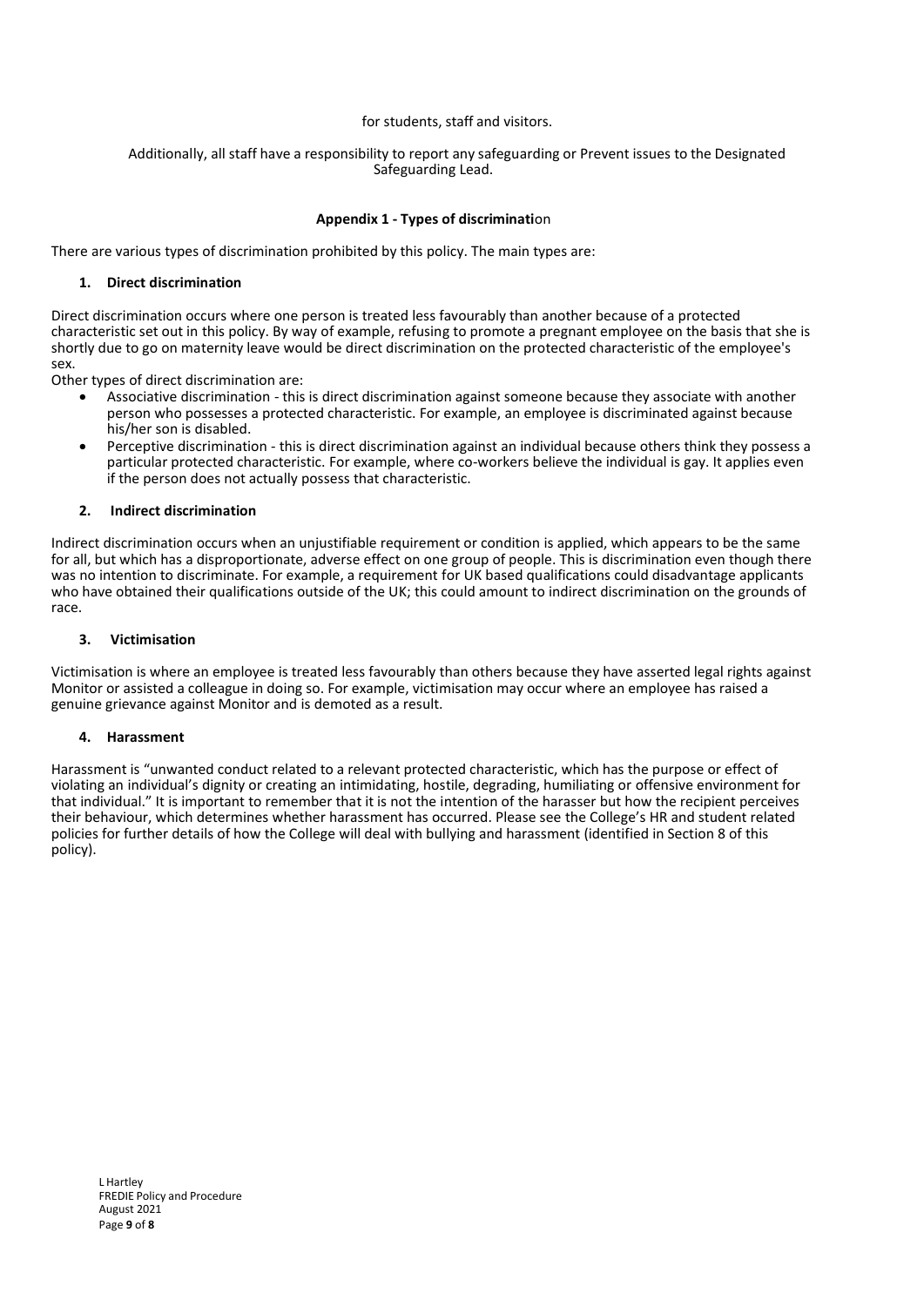for students, staff and visitors.

Additionally, all staff have a responsibility to report any safeguarding or Prevent issues to the Designated Safeguarding Lead.

## Appendix 1 - Types of discrimination

There are various types of discrimination prohibited by this policy. The main types are:

### 1. Direct discrimination

Direct discrimination occurs where one person is treated less favourably than another because of a protected characteristic set out in this policy. By way of example, refusing to promote a pregnant employee on the basis that she is shortly due to go on maternity leave would be direct discrimination on the protected characteristic of the employee's sex.

Other types of direct discrimination are:

- Associative discrimination - this is direct discrimination against someone because they associate with another person who possesses a protected characteristic. For example, an employee is discriminated against because his/her son is disabled.
- Perceptive discrimination - this is direct discrimination against an individual because others think they possess a particular protected characteristic. For example, where co-workers believe the individual is gay. It applies even if the person does not actually possess that characteristic.

### 2. Indirect discrimination

Indirect discrimination occurs when an unjustifiable requirement or condition is applied, which appears to be the same for all, but which has a disproportionate, adverse effect on one group of people. This is discrimination even though there was no intention to discriminate. For example, a requirement for UK based qualifications could disadvantage applicants who have obtained their qualifications outside of the UK; this could amount to indirect discrimination on the grounds of race.

### 3. Victimisation

Victimisation is where an employee is treated less favourably than others because they have asserted legal rights against Monitor or assisted a colleague in doing so. For example, victimisation may occur where an employee has raised a genuine grievance against Monitor and is demoted as a result.

### 4. Harassment

Harassment is "unwanted conduct related to a relevant protected characteristic, which has the purpose or effect of violating an individual's dignity or creating an intimidating, hostile, degrading, humiliating or offensive environment for that individual." It is important to remember that it is not the intention of the harasser but how the recipient perceives their behaviour, which determines whether harassment has occurred. Please see the College's HR and student related policies for further details of how the College will deal with bullying and harassment (identified in Section 8 of this policy).